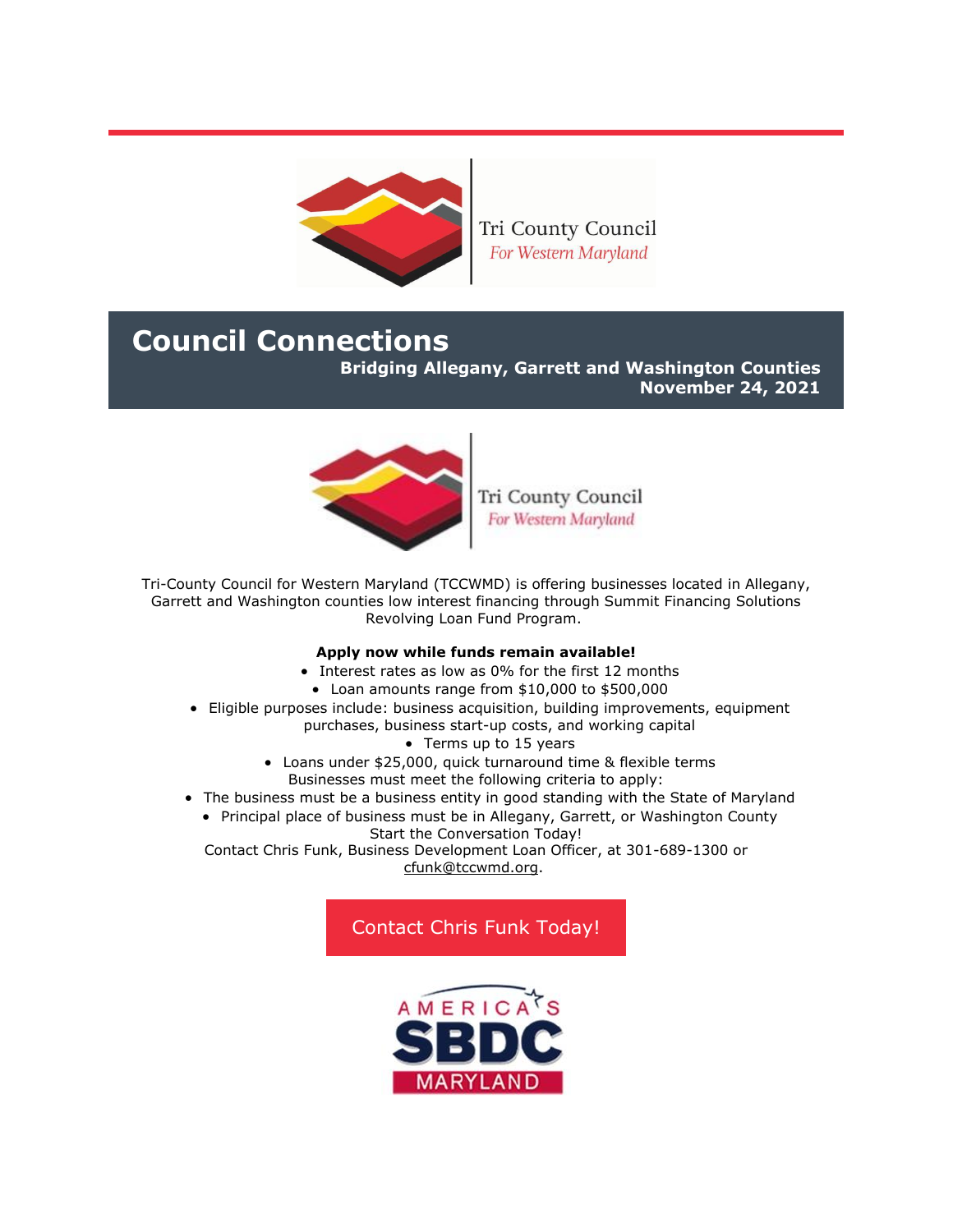Tri County Council
*For Western Maryland*

# Council Connections

**Bridging Allegany, Garrett and Washington Counties**
**November 24, 2021**

Tri County Council
*For Western Maryland*

Tri-County Council for Western Maryland (TCCWMD) is offering businesses located in Allegany, Garrett and Washington counties low interest financing through Summit Financing Solutions Revolving Loan Fund Program.

**Apply now while funds remain available!**

- Interest rates as low as 0% for the first 12 months
- Loan amounts range from $10,000 to $500,000
- Eligible purposes include: business acquisition, building improvements, equipment purchases, business start-up costs, and working capital
- Terms up to 15 years
- Loans under $25,000, quick turnaround time & flexible terms

Businesses must meet the following criteria to apply:

- The business must be a business entity in good standing with the State of Maryland
- Principal place of business must be in Allegany, Garrett, or Washington County

Start the Conversation Today!
Contact Chris Funk, Business Development Loan Officer, at 301-689-1300 or cfunk@tccwmd.org.

Contact Chris Funk Today!

AMERICA'S SBDC MARYLAND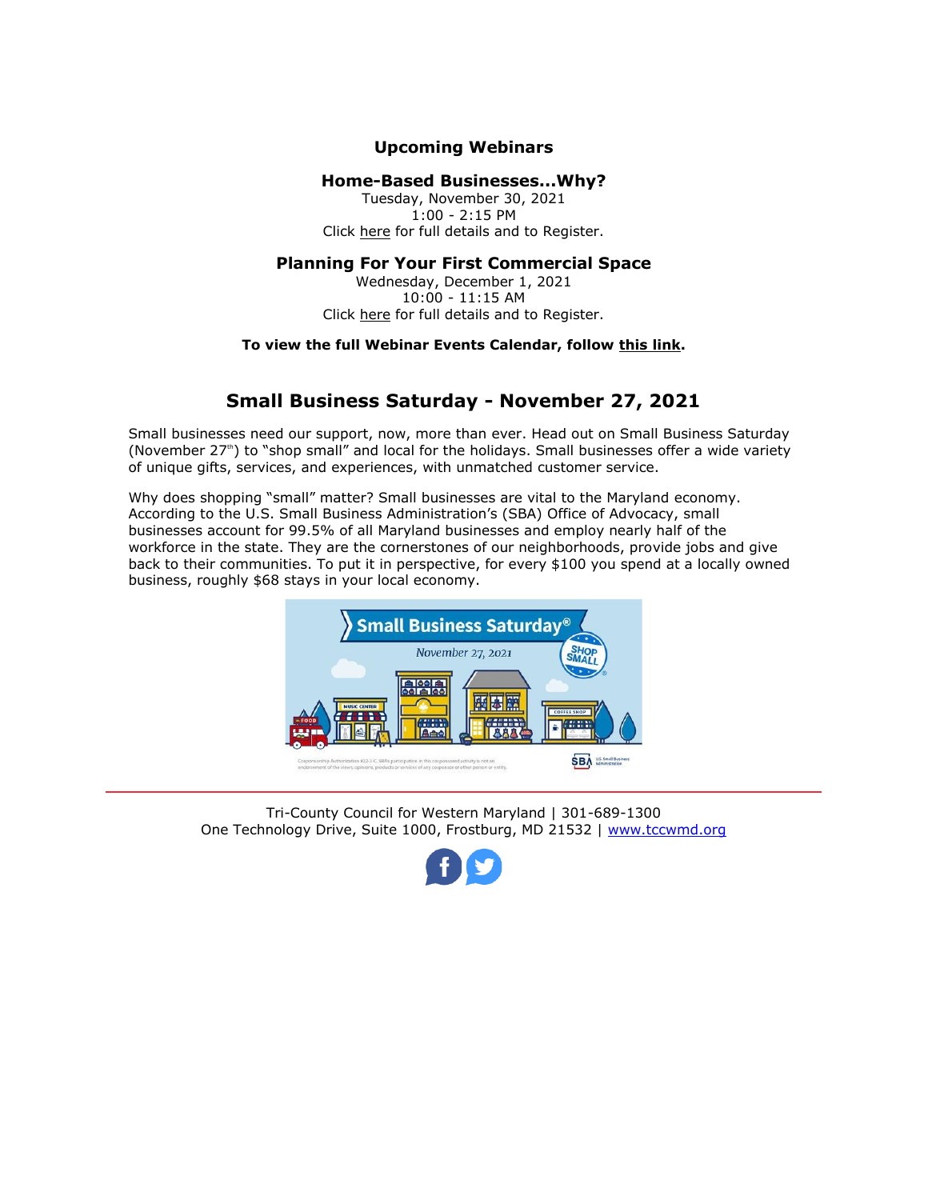## Upcoming Webinars

### Home-Based Businesses...Why?

Tuesday, November 30, 2021
1:00 - 2:15 PM
Click here for full details and to Register.

### Planning For Your First Commercial Space

Wednesday, December 1, 2021
10:00 - 11:15 AM
Click here for full details and to Register.

**To view the full Webinar Events Calendar, follow this link.**

## Small Business Saturday - November 27, 2021

Small businesses need our support, now, more than ever. Head out on Small Business Saturday (November 27th) to "shop small" and local for the holidays. Small businesses offer a wide variety of unique gifts, services, and experiences, with unmatched customer service.

Why does shopping "small" matter? Small businesses are vital to the Maryland economy. According to the U.S. Small Business Administration's (SBA) Office of Advocacy, small businesses account for 99.5% of all Maryland businesses and employ nearly half of the workforce in the state. They are the cornerstones of our neighborhoods, provide jobs and give back to their communities. To put it in perspective, for every $100 you spend at a locally owned business, roughly $68 stays in your local economy.

---

Tri-County Council for Western Maryland | 301-689-1300
One Technology Drive, Suite 1000, Frostburg, MD 21532 | www.tccwmd.org